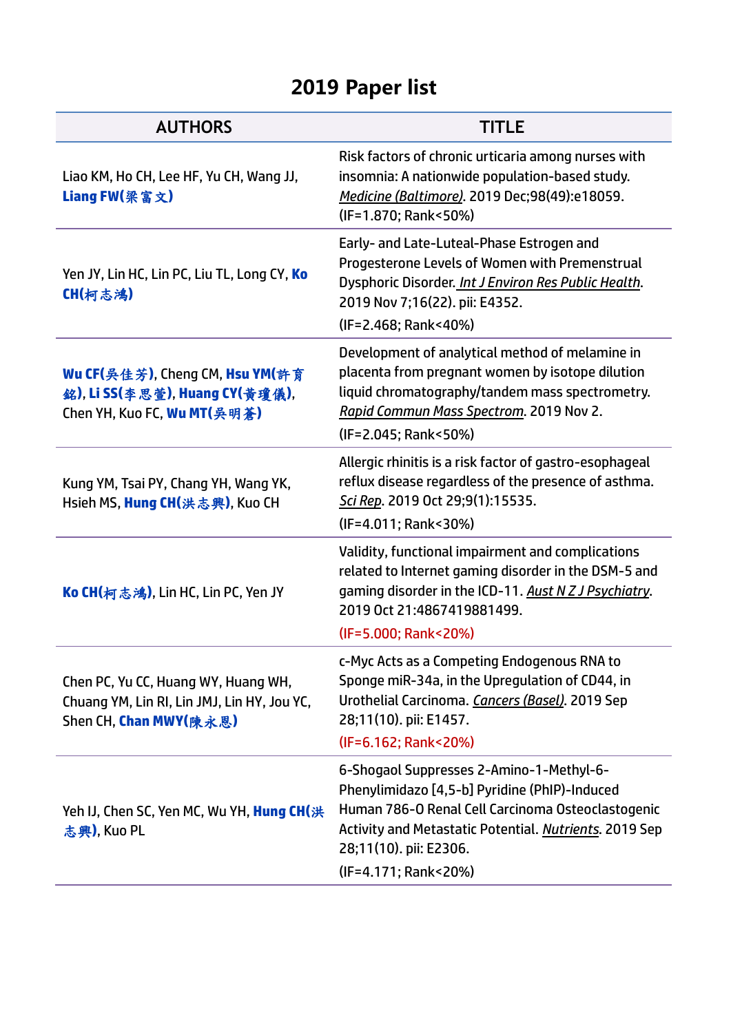# 2019 Paper list

| AUTHORS | TITLE |
|---|---|
| Liao KM, Ho CH, Lee HF, Yu CH, Wang JJ, **Liang FW(梁富文)** | Risk factors of chronic urticaria among nurses with insomnia: A nationwide population-based study. *Medicine (Baltimore)*. 2019 Dec;98(49):e18059. (IF=1.870; Rank<50%) |
| Yen JY, Lin HC, Lin PC, Liu TL, Long CY, **Ko CH(柯志鴻)** | Early- and Late-Luteal-Phase Estrogen and Progesterone Levels of Women with Premenstrual Dysphoric Disorder. *Int J Environ Res Public Health*. 2019 Nov 7;16(22). pii: E4352. (IF=2.468; Rank<40%) |
| **Wu CF(吳佳芳)**, Cheng CM, **Hsu YM(許育銘)**, **Li SS(李思萱)**, **Huang CY(黃瓊儀)**, Chen YH, Kuo FC, **Wu MT(吳明蒼)** | Development of analytical method of melamine in placenta from pregnant women by isotope dilution liquid chromatography/tandem mass spectrometry. *Rapid Commun Mass Spectrom*. 2019 Nov 2. (IF=2.045; Rank<50%) |
| Kung YM, Tsai PY, Chang YH, Wang YK, Hsieh MS, **Hung CH(洪志興)**, Kuo CH | Allergic rhinitis is a risk factor of gastro-esophageal reflux disease regardless of the presence of asthma. *Sci Rep*. 2019 Oct 29;9(1):15535. (IF=4.011; Rank<30%) |
| **Ko CH(柯志鴻)**, Lin HC, Lin PC, Yen JY | Validity, functional impairment and complications related to Internet gaming disorder in the DSM-5 and gaming disorder in the ICD-11. *Aust N Z J Psychiatry*. 2019 Oct 21:4867419881499. (IF=5.000; Rank<20%) |
| Chen PC, Yu CC, Huang WY, Huang WH, Chuang YM, Lin RI, Lin JMJ, Lin HY, Jou YC, Shen CH, **Chan MWY(陳永恩)** | c-Myc Acts as a Competing Endogenous RNA to Sponge miR-34a, in the Upregulation of CD44, in Urothelial Carcinoma. *Cancers (Basel)*. 2019 Sep 28;11(10). pii: E1457. (IF=6.162; Rank<20%) |
| Yeh IJ, Chen SC, Yen MC, Wu YH, **Hung CH(洪志興)**, Kuo PL | 6-Shogaol Suppresses 2-Amino-1-Methyl-6-Phenylimidazo [4,5-b] Pyridine (PhIP)-Induced Human 786-O Renal Cell Carcinoma Osteoclastogenic Activity and Metastatic Potential. *Nutrients*. 2019 Sep 28;11(10). pii: E2306. (IF=4.171; Rank<20%) |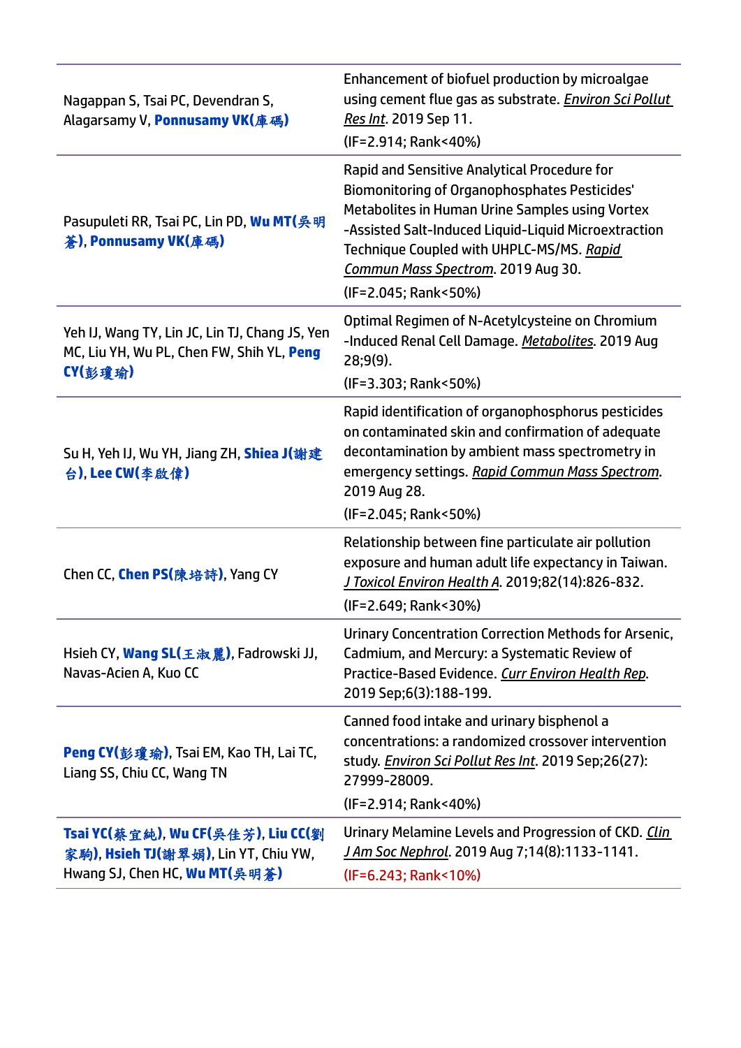| | |
|---|---|
| Nagappan S, Tsai PC, Devendran S, Alagarsamy V, **Ponnusamy VK(庫碼)** | Enhancement of biofuel production by microalgae using cement flue gas as substrate. *Environ Sci Pollut Res Int*. 2019 Sep 11.<br>(IF=2.914; Rank<40%) |
| Pasupuleti RR, Tsai PC, Lin PD, **Wu MT(吳明蒼)**, **Ponnusamy VK(庫碼)** | Rapid and Sensitive Analytical Procedure for Biomonitoring of Organophosphates Pesticides' Metabolites in Human Urine Samples using Vortex-Assisted Salt-Induced Liquid-Liquid Microextraction Technique Coupled with UHPLC-MS/MS. *Rapid Commun Mass Spectrom*. 2019 Aug 30.<br>(IF=2.045; Rank<50%) |
| Yeh IJ, Wang TY, Lin JC, Lin TJ, Chang JS, Yen MC, Liu YH, Wu PL, Chen FW, Shih YL, **Peng CY(彭瓊瑜)** | Optimal Regimen of N-Acetylcysteine on Chromium-Induced Renal Cell Damage. *Metabolites*. 2019 Aug 28;9(9).<br>(IF=3.303; Rank<50%) |
| Su H, Yeh IJ, Wu YH, Jiang ZH, **Shiea J(謝建台)**, **Lee CW(李啟偉)** | Rapid identification of organophosphorus pesticides on contaminated skin and confirmation of adequate decontamination by ambient mass spectrometry in emergency settings. *Rapid Commun Mass Spectrom*. 2019 Aug 28.<br>(IF=2.045; Rank<50%) |
| Chen CC, **Chen PS(陳培詩)**, Yang CY | Relationship between fine particulate air pollution exposure and human adult life expectancy in Taiwan. *J Toxicol Environ Health A*. 2019;82(14):826-832.<br>(IF=2.649; Rank<30%) |
| Hsieh CY, **Wang SL(王淑麗)**, Fadrowski JJ, Navas-Acien A, Kuo CC | Urinary Concentration Correction Methods for Arsenic, Cadmium, and Mercury: a Systematic Review of Practice-Based Evidence. *Curr Environ Health Rep*. 2019 Sep;6(3):188-199. |
| **Peng CY(彭瓊瑜)**, Tsai EM, Kao TH, Lai TC, Liang SS, Chiu CC, Wang TN | Canned food intake and urinary bisphenol a concentrations: a randomized crossover intervention study. *Environ Sci Pollut Res Int*. 2019 Sep;26(27):27999-28009.<br>(IF=2.914; Rank<40%) |
| **Tsai YC(蔡宜純)**, **Wu CF(吳佳芳)**, **Liu CC(劉家駒)**, **Hsieh TJ(謝翠娟)**, Lin YT, Chiu YW, Hwang SJ, Chen HC, **Wu MT(吳明蒼)** | Urinary Melamine Levels and Progression of CKD. *Clin J Am Soc Nephrol*. 2019 Aug 7;14(8):1133-1141.<br>(IF=6.243; Rank<10%) |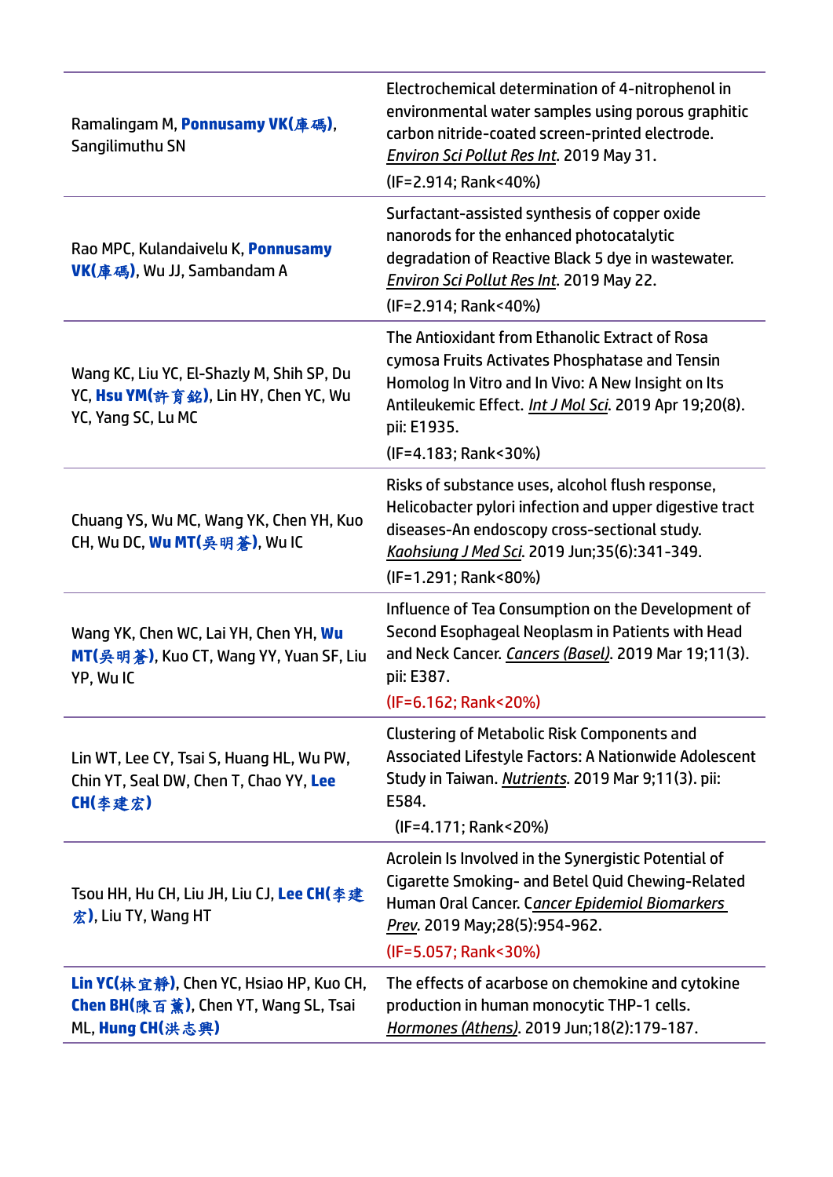| | |
|---|---|
| Ramalingam M, **Ponnusamy VK(庫碼)**, Sangilimuthu SN | Electrochemical determination of 4-nitrophenol in environmental water samples using porous graphitic carbon nitride-coated screen-printed electrode. *Environ Sci Pollut Res Int*. 2019 May 31.<br>(IF=2.914; Rank<40%) |
| Rao MPC, Kulandaivelu K, **Ponnusamy VK(庫碼)**, Wu JJ, Sambandam A | Surfactant-assisted synthesis of copper oxide nanorods for the enhanced photocatalytic degradation of Reactive Black 5 dye in wastewater. *Environ Sci Pollut Res Int*. 2019 May 22.<br>(IF=2.914; Rank<40%) |
| Wang KC, Liu YC, El-Shazly M, Shih SP, Du YC, **Hsu YM(許育銘)**, Lin HY, Chen YC, Wu YC, Yang SC, Lu MC | The Antioxidant from Ethanolic Extract of Rosa cymosa Fruits Activates Phosphatase and Tensin Homolog In Vitro and In Vivo: A New Insight on Its Antileukemic Effect. *Int J Mol Sci*. 2019 Apr 19;20(8). pii: E1935.<br>(IF=4.183; Rank<30%) |
| Chuang YS, Wu MC, Wang YK, Chen YH, Kuo CH, Wu DC, **Wu MT(吳明蒼)**, Wu IC | Risks of substance uses, alcohol flush response, Helicobacter pylori infection and upper digestive tract diseases-An endoscopy cross-sectional study. *Kaohsiung J Med Sci*. 2019 Jun;35(6):341-349.<br>(IF=1.291; Rank<80%) |
| Wang YK, Chen WC, Lai YH, Chen YH, **Wu MT(吳明蒼)**, Kuo CT, Wang YY, Yuan SF, Liu YP, Wu IC | Influence of Tea Consumption on the Development of Second Esophageal Neoplasm in Patients with Head and Neck Cancer. *Cancers (Basel)*. 2019 Mar 19;11(3). pii: E387.<br>(IF=6.162; Rank<20%) |
| Lin WT, Lee CY, Tsai S, Huang HL, Wu PW, Chin YT, Seal DW, Chen T, Chao YY, **Lee CH(李建宏)** | Clustering of Metabolic Risk Components and Associated Lifestyle Factors: A Nationwide Adolescent Study in Taiwan. *Nutrients*. 2019 Mar 9;11(3). pii: E584.<br>(IF=4.171; Rank<20%) |
| Tsou HH, Hu CH, Liu JH, Liu CJ, **Lee CH(李建宏)**, Liu TY, Wang HT | Acrolein Is Involved in the Synergistic Potential of Cigarette Smoking- and Betel Quid Chewing-Related Human Oral Cancer. *Cancer Epidemiol Biomarkers Prev*. 2019 May;28(5):954-962.<br>(IF=5.057; Rank<30%) |
| **Lin YC(林宜靜)**, Chen YC, Hsiao HP, Kuo CH, **Chen BH(陳百薰)**, Chen YT, Wang SL, Tsai ML, **Hung CH(洪志興)** | The effects of acarbose on chemokine and cytokine production in human monocytic THP-1 cells. *Hormones (Athens)*. 2019 Jun;18(2):179-187. |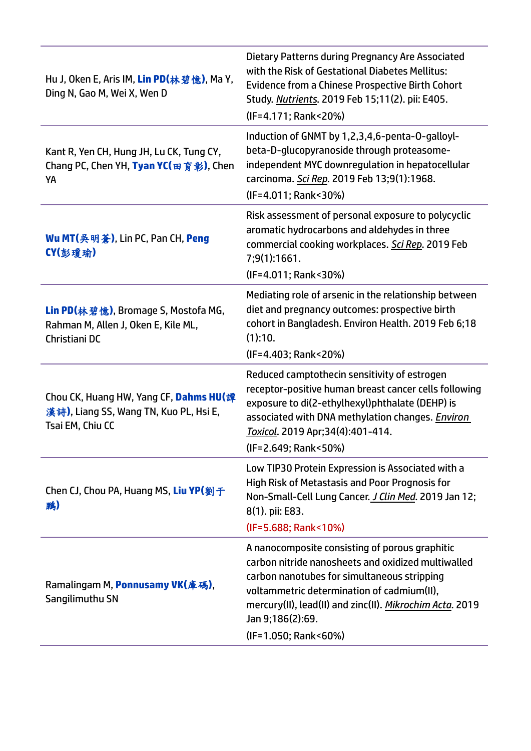| | |
|---|---|
| Hu J, Oken E, Aris IM, **Lin PD(林碧憶)**, Ma Y, Ding N, Gao M, Wei X, Wen D | Dietary Patterns during Pregnancy Are Associated with the Risk of Gestational Diabetes Mellitus: Evidence from a Chinese Prospective Birth Cohort Study. *Nutrients*. 2019 Feb 15;11(2). pii: E405.<br>(IF=4.171; Rank<20%) |
| Kant R, Yen CH, Hung JH, Lu CK, Tung CY, Chang PC, Chen YH, **Tyan YC(田育彰)**, Chen YA | Induction of GNMT by 1,2,3,4,6-penta-O-galloyl-beta-D-glucopyranoside through proteasome-independent MYC downregulation in hepatocellular carcinoma. *Sci Rep*. 2019 Feb 13;9(1):1968.<br>(IF=4.011; Rank<30%) |
| **Wu MT(吳明蒼)**, Lin PC, Pan CH, **Peng CY(彭瓊瑜)** | Risk assessment of personal exposure to polycyclic aromatic hydrocarbons and aldehydes in three commercial cooking workplaces. *Sci Rep*. 2019 Feb 7;9(1):1661.<br>(IF=4.011; Rank<30%) |
| **Lin PD(林碧憶)**, Bromage S, Mostofa MG, Rahman M, Allen J, Oken E, Kile ML, Christiani DC | Mediating role of arsenic in the relationship between diet and pregnancy outcomes: prospective birth cohort in Bangladesh. Environ Health. 2019 Feb 6;18 (1):10.<br>(IF=4.403; Rank<20%) |
| Chou CK, Huang HW, Yang CF, **Dahms HU(譚漢詩)**, Liang SS, Wang TN, Kuo PL, Hsi E, Tsai EM, Chiu CC | Reduced camptothecin sensitivity of estrogen receptor-positive human breast cancer cells following exposure to di(2-ethylhexyl)phthalate (DEHP) is associated with DNA methylation changes. *Environ Toxicol*. 2019 Apr;34(4):401-414.<br>(IF=2.649; Rank<50%) |
| Chen CJ, Chou PA, Huang MS, **Liu YP(劉于鵬)** | Low TIP30 Protein Expression is Associated with a High Risk of Metastasis and Poor Prognosis for Non-Small-Cell Lung Cancer. *J Clin Med*. 2019 Jan 12; 8(1). pii: E83.<br>(IF=5.688; Rank<10%) |
| Ramalingam M, **Ponnusamy VK(庫碼)**, Sangilimuthu SN | A nanocomposite consisting of porous graphitic carbon nitride nanosheets and oxidized multiwalled carbon nanotubes for simultaneous stripping voltammetric determination of cadmium(II), mercury(II), lead(II) and zinc(II). *Mikrochim Acta*. 2019 Jan 9;186(2):69.<br>(IF=1.050; Rank<60%) |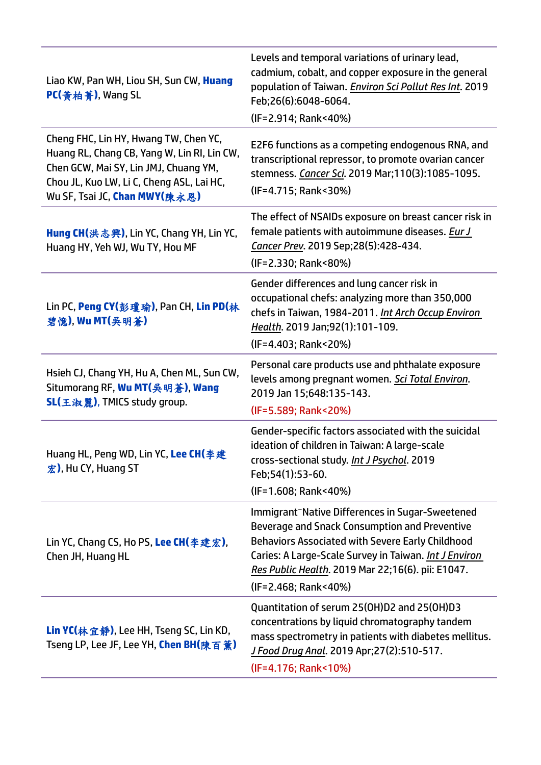| | |
|---|---|
| Liao KW, Pan WH, Liou SH, Sun CW, **Huang PC(黃柏菁)**, Wang SL | Levels and temporal variations of urinary lead, cadmium, cobalt, and copper exposure in the general population of Taiwan. *Environ Sci Pollut Res Int*. 2019 Feb;26(6):6048-6064.<br>(IF=2.914; Rank<40%) |
| Cheng FHC, Lin HY, Hwang TW, Chen YC, Huang RL, Chang CB, Yang W, Lin RI, Lin CW, Chen GCW, Mai SY, Lin JMJ, Chuang YM, Chou JL, Kuo LW, Li C, Cheng ASL, Lai HC, Wu SF, Tsai JC, **Chan MWY(陳永恩)** | E2F6 functions as a competing endogenous RNA, and transcriptional repressor, to promote ovarian cancer stemness. *Cancer Sci*. 2019 Mar;110(3):1085-1095.<br>(IF=4.715; Rank<30%) |
| **Hung CH(洪志興)**, Lin YC, Chang YH, Lin YC, Huang HY, Yeh WJ, Wu TY, Hou MF | The effect of NSAIDs exposure on breast cancer risk in female patients with autoimmune diseases. *Eur J Cancer Prev*. 2019 Sep;28(5):428-434.<br>(IF=2.330; Rank<80%) |
| Lin PC, **Peng CY(彭瓊瑜)**, Pan CH, **Lin PD(林碧憶)**, **Wu MT(吳明蒼)** | Gender differences and lung cancer risk in occupational chefs: analyzing more than 350,000 chefs in Taiwan, 1984-2011. *Int Arch Occup Environ Health*. 2019 Jan;92(1):101-109.<br>(IF=4.403; Rank<20%) |
| Hsieh CJ, Chang YH, Hu A, Chen ML, Sun CW, Situmorang RF, **Wu MT(吳明蒼)**, **Wang SL(王淑麗)**, TMICS study group. | Personal care products use and phthalate exposure levels among pregnant women. *Sci Total Environ*. 2019 Jan 15;648:135-143.<br>(IF=5.589; Rank<20%) |
| Huang HL, Peng WD, Lin YC, **Lee CH(李建宏)**, Hu CY, Huang ST | Gender-specific factors associated with the suicidal ideation of children in Taiwan: A large-scale cross-sectional study. *Int J Psychol*. 2019 Feb;54(1):53-60.<br>(IF=1.608; Rank<40%) |
| Lin YC, Chang CS, Ho PS, **Lee CH(李建宏)**, Chen JH, Huang HL | Immigrant⁻Native Differences in Sugar-Sweetened Beverage and Snack Consumption and Preventive Behaviors Associated with Severe Early Childhood Caries: A Large-Scale Survey in Taiwan. *Int J Environ Res Public Health*. 2019 Mar 22;16(6). pii: E1047.<br>(IF=2.468; Rank<40%) |
| **Lin YC(林宜靜)**, Lee HH, Tseng SC, Lin KD, Tseng LP, Lee JF, Lee YH, **Chen BH(陳百薰)** | Quantitation of serum 25(OH)D2 and 25(OH)D3 concentrations by liquid chromatography tandem mass spectrometry in patients with diabetes mellitus. *J Food Drug Anal*. 2019 Apr;27(2):510-517.<br>(IF=4.176; Rank<10%) |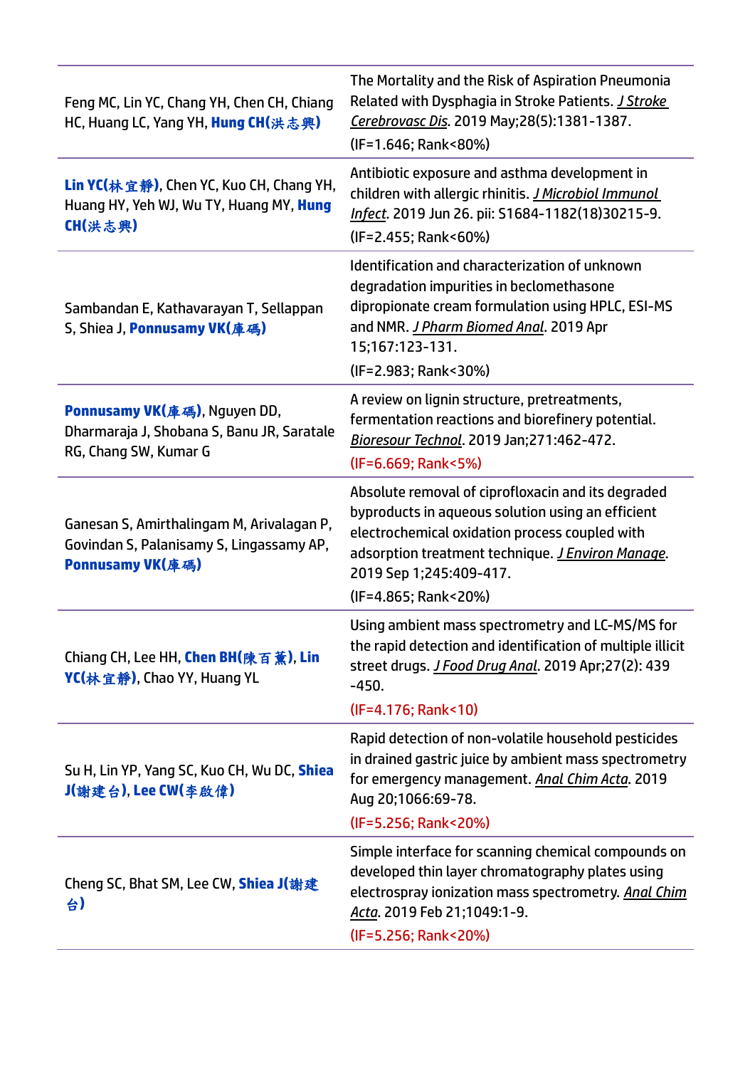| | |
|---|---|
| Feng MC, Lin YC, Chang YH, Chen CH, Chiang HC, Huang LC, Yang YH, **Hung CH(洪志興)** | The Mortality and the Risk of Aspiration Pneumonia Related with Dysphagia in Stroke Patients. *J Stroke Cerebrovasc Dis*. 2019 May;28(5):1381-1387.<br>(IF=1.646; Rank<80%) |
| **Lin YC(林宜靜)**, Chen YC, Kuo CH, Chang YH, Huang HY, Yeh WJ, Wu TY, Huang MY, **Hung CH(洪志興)** | Antibiotic exposure and asthma development in children with allergic rhinitis. *J Microbiol Immunol Infect*. 2019 Jun 26. pii: S1684-1182(18)30215-9.<br>(IF=2.455; Rank<60%) |
| Sambandan E, Kathavarayan T, Sellappan S, Shiea J, **Ponnusamy VK(庫瑪)** | Identification and characterization of unknown degradation impurities in beclomethasone dipropionate cream formulation using HPLC, ESI-MS and NMR. *J Pharm Biomed Anal*. 2019 Apr 15;167:123-131.<br>(IF=2.983; Rank<30%) |
| **Ponnusamy VK(庫瑪)**, Nguyen DD, Dharmaraja J, Shobana S, Banu JR, Saratale RG, Chang SW, Kumar G | A review on lignin structure, pretreatments, fermentation reactions and biorefinery potential. *Bioresour Technol*. 2019 Jan;271:462-472.<br>(IF=6.669; Rank<5%) |
| Ganesan S, Amirthalingam M, Arivalagan P, Govindan S, Palanisamy S, Lingassamy AP, **Ponnusamy VK(庫瑪)** | Absolute removal of ciprofloxacin and its degraded byproducts in aqueous solution using an efficient electrochemical oxidation process coupled with adsorption treatment technique. *J Environ Manage*. 2019 Sep 1;245:409-417.<br>(IF=4.865; Rank<20%) |
| Chiang CH, Lee HH, **Chen BH(陳百薰)**, **Lin YC(林宜靜)**, Chao YY, Huang YL | Using ambient mass spectrometry and LC-MS/MS for the rapid detection and identification of multiple illicit street drugs. *J Food Drug Anal*. 2019 Apr;27(2): 439 -450.<br>(IF=4.176; Rank<10) |
| Su H, Lin YP, Yang SC, Kuo CH, Wu DC, **Shiea J(謝建台)**, **Lee CW(李啟偉)** | Rapid detection of non-volatile household pesticides in drained gastric juice by ambient mass spectrometry for emergency management. *Anal Chim Acta*. 2019 Aug 20;1066:69-78.<br>(IF=5.256; Rank<20%) |
| Cheng SC, Bhat SM, Lee CW, **Shiea J(謝建台)** | Simple interface for scanning chemical compounds on developed thin layer chromatography plates using electrospray ionization mass spectrometry. *Anal Chim Acta*. 2019 Feb 21;1049:1-9.<br>(IF=5.256; Rank<20%) |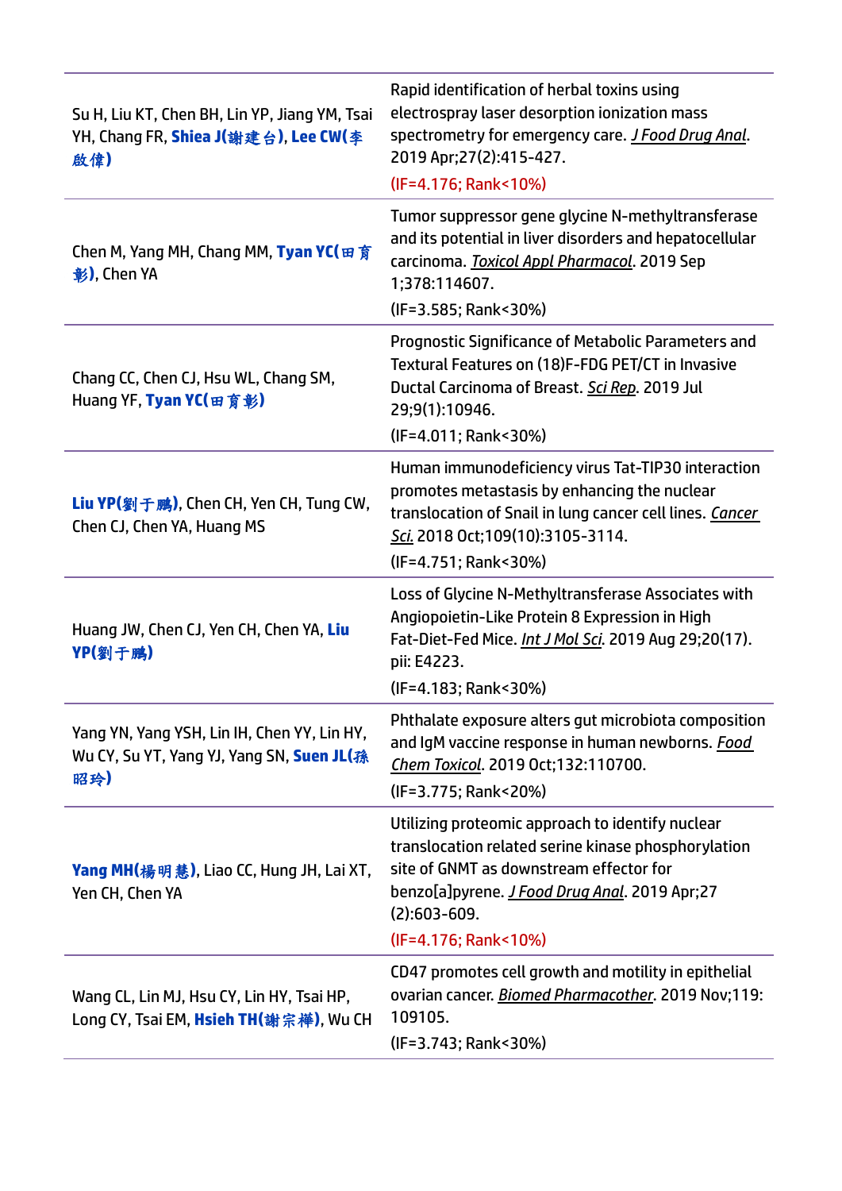| | |
|---|---|
| Su H, Liu KT, Chen BH, Lin YP, Jiang YM, Tsai YH, Chang FR, **Shiea J(謝建台)**, **Lee CW(李啟偉)** | Rapid identification of herbal toxins using electrospray laser desorption ionization mass spectrometry for emergency care. *J Food Drug Anal*. 2019 Apr;27(2):415-427.<br>(IF=4.176; Rank<10%) |
| Chen M, Yang MH, Chang MM, **Tyan YC(田育彰)**, Chen YA | Tumor suppressor gene glycine N-methyltransferase and its potential in liver disorders and hepatocellular carcinoma. *Toxicol Appl Pharmacol*. 2019 Sep 1;378:114607.<br>(IF=3.585; Rank<30%) |
| Chang CC, Chen CJ, Hsu WL, Chang SM, Huang YF, **Tyan YC(田育彰)** | Prognostic Significance of Metabolic Parameters and Textural Features on (18)F-FDG PET/CT in Invasive Ductal Carcinoma of Breast. *Sci Rep*. 2019 Jul 29;9(1):10946.<br>(IF=4.011; Rank<30%) |
| **Liu YP(劉于鵬)**, Chen CH, Yen CH, Tung CW, Chen CJ, Chen YA, Huang MS | Human immunodeficiency virus Tat-TIP30 interaction promotes metastasis by enhancing the nuclear translocation of Snail in lung cancer cell lines. *Cancer Sci.* 2018 Oct;109(10):3105-3114.<br>(IF=4.751; Rank<30%) |
| Huang JW, Chen CJ, Yen CH, Chen YA, **Liu YP(劉于鵬)** | Loss of Glycine N-Methyltransferase Associates with Angiopoietin-Like Protein 8 Expression in High Fat-Diet-Fed Mice. *Int J Mol Sci*. 2019 Aug 29;20(17). pii: E4223.<br>(IF=4.183; Rank<30%) |
| Yang YN, Yang YSH, Lin IH, Chen YY, Lin HY, Wu CY, Su YT, Yang YJ, Yang SN, **Suen JL(孫昭玲)** | Phthalate exposure alters gut microbiota composition and IgM vaccine response in human newborns. *Food Chem Toxicol*. 2019 Oct;132:110700.<br>(IF=3.775; Rank<20%) |
| **Yang MH(楊明慧)**, Liao CC, Hung JH, Lai XT, Yen CH, Chen YA | Utilizing proteomic approach to identify nuclear translocation related serine kinase phosphorylation site of GNMT as downstream effector for benzo[a]pyrene. *J Food Drug Anal*. 2019 Apr;27(2):603-609.<br>(IF=4.176; Rank<10%) |
| Wang CL, Lin MJ, Hsu CY, Lin HY, Tsai HP, Long CY, Tsai EM, **Hsieh TH(謝宗樺)**, Wu CH | CD47 promotes cell growth and motility in epithelial ovarian cancer. *Biomed Pharmacother*. 2019 Nov;119:109105.<br>(IF=3.743; Rank<30%) |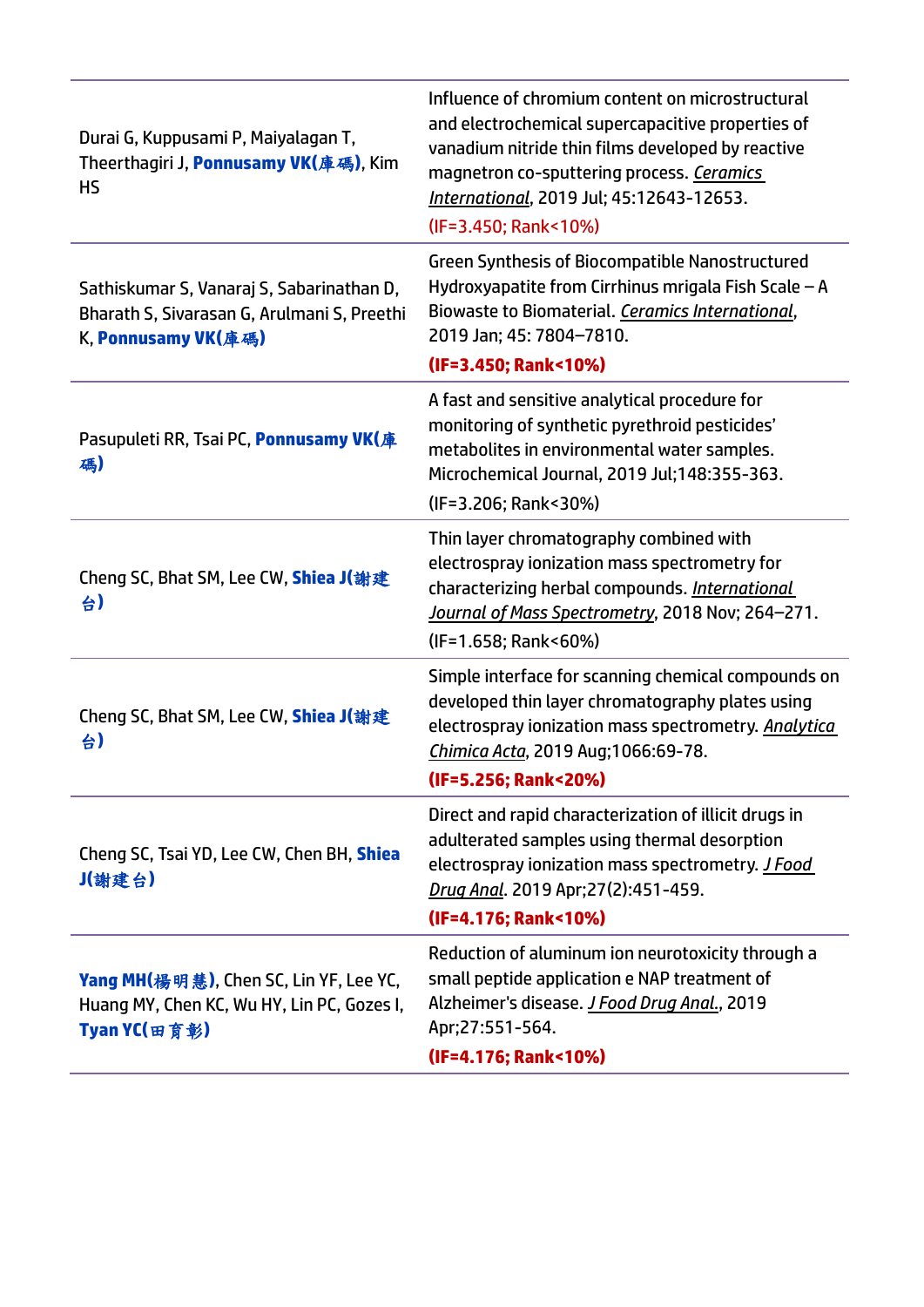| | |
|---|---|
| Durai G, Kuppusami P, Maiyalagan T, Theerthagiri J, **Ponnusamy VK(庫碼)**, Kim HS | Influence of chromium content on microstructural and electrochemical supercapacitive properties of vanadium nitride thin films developed by reactive magnetron co-sputtering process. *Ceramics International*, 2019 Jul; 45:12643-12653. (IF=3.450; Rank<10%) |
| Sathiskumar S, Vanaraj S, Sabarinathan D, Bharath S, Sivarasan G, Arulmani S, Preethi K, **Ponnusamy VK(庫碼)** | Green Synthesis of Biocompatible Nanostructured Hydroxyapatite from Cirrhinus mrigala Fish Scale – A Biowaste to Biomaterial. *Ceramics International*, 2019 Jan; 45: 7804–7810. **(IF=3.450; Rank<10%)** |
| Pasupuleti RR, Tsai PC, **Ponnusamy VK(庫碼)** | A fast and sensitive analytical procedure for monitoring of synthetic pyrethroid pesticides' metabolites in environmental water samples. Microchemical Journal, 2019 Jul;148:355-363. (IF=3.206; Rank<30%) |
| Cheng SC, Bhat SM, Lee CW, **Shiea J(謝建台)** | Thin layer chromatography combined with electrospray ionization mass spectrometry for characterizing herbal compounds. *International Journal of Mass Spectrometry*, 2018 Nov; 264–271. (IF=1.658; Rank<60%) |
| Cheng SC, Bhat SM, Lee CW, **Shiea J(謝建台)** | Simple interface for scanning chemical compounds on developed thin layer chromatography plates using electrospray ionization mass spectrometry. *Analytica Chimica Acta*, 2019 Aug;1066:69-78. **(IF=5.256; Rank<20%)** |
| Cheng SC, Tsai YD, Lee CW, Chen BH, **Shiea J(謝建台)** | Direct and rapid characterization of illicit drugs in adulterated samples using thermal desorption electrospray ionization mass spectrometry. *J Food Drug Anal*. 2019 Apr;27(2):451-459. **(IF=4.176; Rank<10%)** |
| **Yang MH(楊明慧)**, Chen SC, Lin YF, Lee YC, Huang MY, Chen KC, Wu HY, Lin PC, Gozes I, **Tyan YC(田育彰)** | Reduction of aluminum ion neurotoxicity through a small peptide application e NAP treatment of Alzheimer's disease. *J Food Drug Anal.*, 2019 Apr;27:551-564. **(IF=4.176; Rank<10%)** |